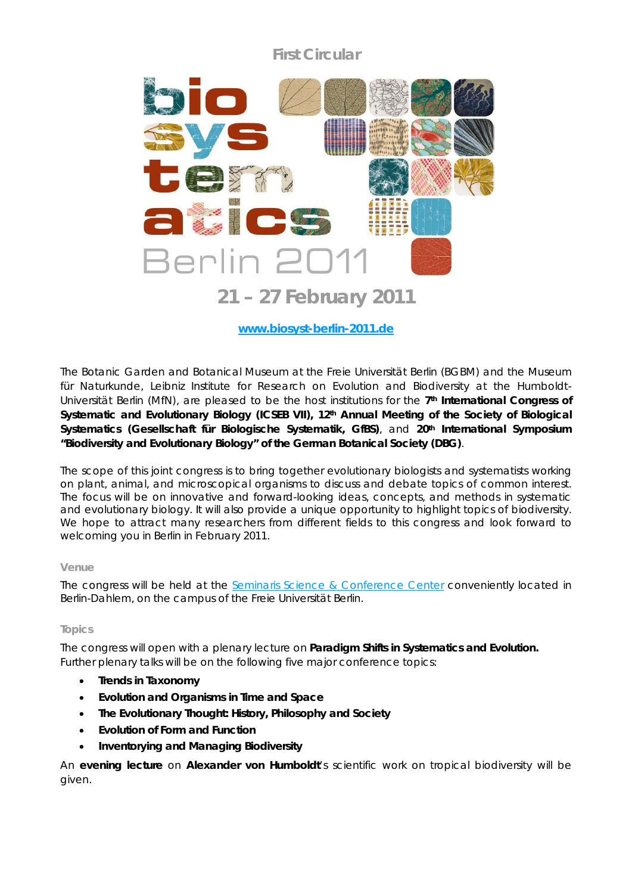First Circular

# biosystematics Berlin 2011

## 21 – 27 February 2011

[www.biosyst-berlin-2011.de](http://www.biosyst-berlin-2011.de)

The Botanic Garden and Botanical Museum at the Freie Universität Berlin (BGBM) and the Museum für Naturkunde, Leibniz Institute for Research on Evolution and Biodiversity at the Humboldt-Universität Berlin (MfN), are pleased to be the host institutions for the **7th International Congress of Systematic and Evolutionary Biology (ICSEB VII), 12th Annual Meeting of the Society of Biological Systematics (Gesellschaft für Biologische Systematik, GfBS)**, and **20th International Symposium "Biodiversity and Evolutionary Biology" of the German Botanical Society (DBG)**.

The scope of this joint congress is to bring together evolutionary biologists and systematists working on plant, animal, and microscopical organisms to discuss and debate topics of common interest. The focus will be on innovative and forward-looking ideas, concepts, and methods in systematic and evolutionary biology. It will also provide a unique opportunity to highlight topics of biodiversity. We hope to attract many researchers from different fields to this congress and look forward to welcoming you in Berlin in February 2011.

### Venue

The congress will be held at the Seminaris Science & Conference Center conveniently located in Berlin-Dahlem, on the campus of the Freie Universität Berlin.

### Topics

The congress will open with a plenary lecture on **Paradigm Shifts in Systematics and Evolution.** Further plenary talks will be on the following five major conference topics:

- **Trends in Taxonomy**
- **Evolution and Organisms in Time and Space**
- **The Evolutionary Thought: History, Philosophy and Society**
- **Evolution of Form and Function**
- **Inventorying and Managing Biodiversity**

An **evening lecture** on **Alexander von Humboldt**'s scientific work on tropical biodiversity will be given.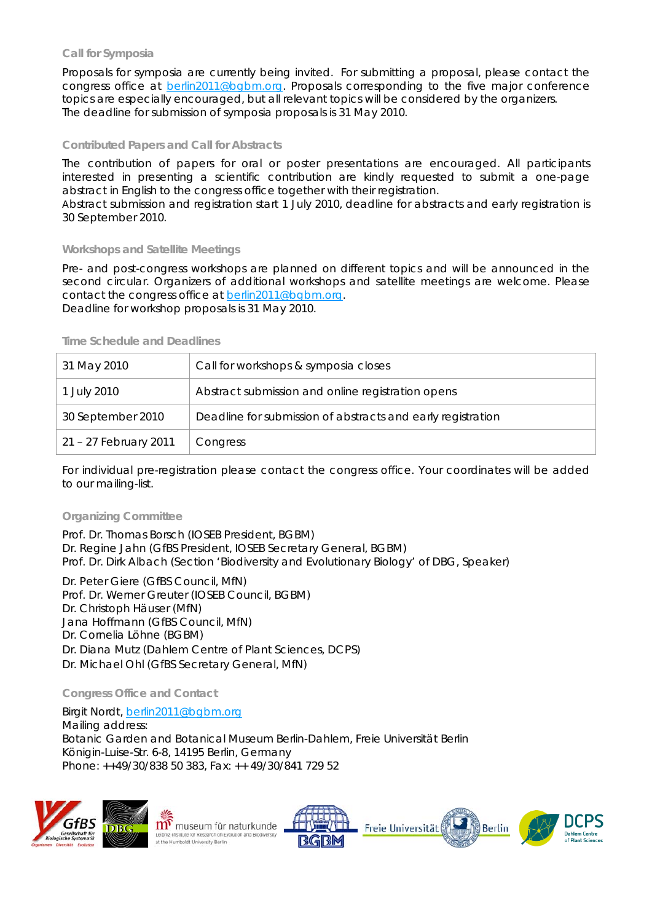## Call for Symposia

Proposals for symposia are currently being invited. For submitting a proposal, please contact the congress office at berlin2011@bgbm.org. Proposals corresponding to the five major conference topics are especially encouraged, but all relevant topics will be considered by the organizers.
The deadline for submission of symposia proposals is 31 May 2010.

## Contributed Papers and Call for Abstracts

The contribution of papers for oral or poster presentations are encouraged. All participants interested in presenting a scientific contribution are kindly requested to submit a one-page abstract in English to the congress office together with their registration.
Abstract submission and registration start 1 July 2010, deadline for abstracts and early registration is 30 September 2010.

## Workshops and Satellite Meetings

Pre- and post-congress workshops are planned on different topics and will be announced in the second circular. Organizers of additional workshops and satellite meetings are welcome. Please contact the congress office at berlin2011@bgbm.org.
Deadline for workshop proposals is 31 May 2010.

## Time Schedule and Deadlines

| | |
|---|---|
| 31 May 2010 | Call for workshops & symposia closes |
| 1 July 2010 | Abstract submission and online registration opens |
| 30 September 2010 | Deadline for submission of abstracts and early registration |
| 21 – 27 February 2011 | Congress |

For individual pre-registration please contact the congress office. Your coordinates will be added to our mailing-list.

## Organizing Committee

Prof. Dr. Thomas Borsch (IOSEB President, BGBM)
Dr. Regine Jahn (GfBS President, IOSEB Secretary General, BGBM)
Prof. Dr. Dirk Albach (Section 'Biodiversity and Evolutionary Biology' of DBG, Speaker)

Dr. Peter Giere (GfBS Council, MfN)
Prof. Dr. Werner Greuter (IOSEB Council, BGBM)
Dr. Christoph Häuser (MfN)
Jana Hoffmann (GfBS Council, MfN)
Dr. Cornelia Löhne (BGBM)
Dr. Diana Mutz (Dahlem Centre of Plant Sciences, DCPS)
Dr. Michael Ohl (GfBS Secretary General, MfN)

## Congress Office and Contact

Birgit Nordt, berlin2011@bgbm.org
Mailing address:
Botanic Garden and Botanical Museum Berlin-Dahlem, Freie Universität Berlin
Königin-Luise-Str. 6-8, 14195 Berlin, Germany
Phone: ++49/30/838 50 383, Fax: ++ 49/30/841 729 52